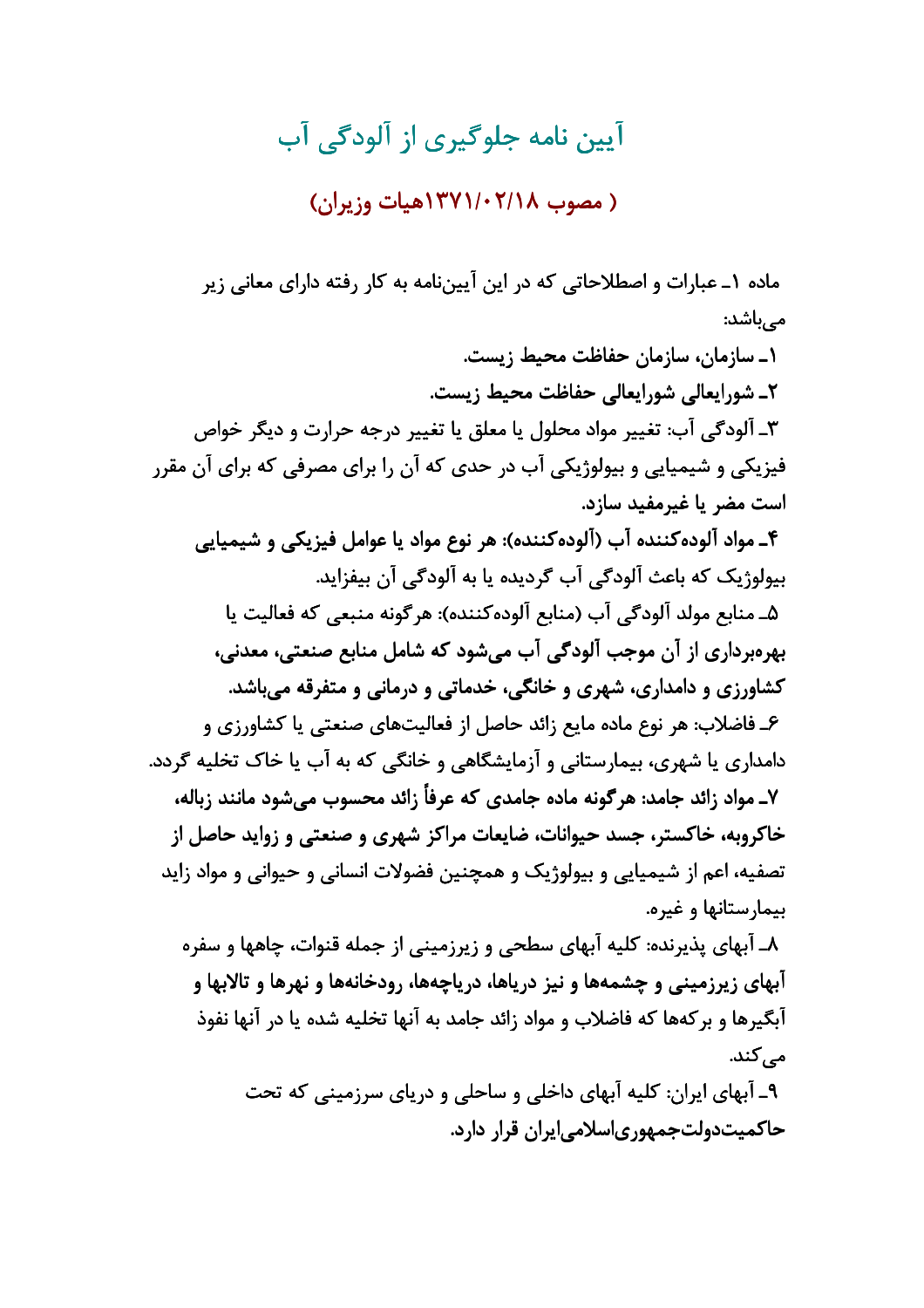# آیین نامه جلوگیری از آلودگی آب

## ( مصوب ۱۳۷۱/۰۲/۱۸هیات وزیران)

ماده ۱ـ عبارات و اصطلاحاتی که در این آیین‌نامه به کار رفته دارای معانی زیر می‌باشد:

**۱ـ سازمان، سازمان حفاظت محیط زیست.**

**۲ـ شورایعالی شورایعالی حفاظت محیط زیست.**

۳ـ آلودگی آب: تغییر مواد محلول یا معلق یا تغییر درجه حرارت و دیگر خواص فیزیکی و شیمیایی و بیولوژیکی آب در حدی که آن را برای مصرفی که برای آن مقرر **است مضر یا غیرمفید سازد.**

**۴ـ مواد آلوده‌کننده آب (آلوده‌کننده): هر نوع مواد یا عوامل فیزیکی و شیمیایی** بیولوژیک که باعث آلودگی آب گردیده یا به آلودگی آن بیفزاید.

۵ـ منابع مولد آلودگی آب (منابع آلوده‌کننده): هرگونه منبعی که فعالیت یا **بهره‌برداری از آن موجب آلودگی آب می‌شود که شامل منابع صنعتی، معدنی، کشاورزی و دامداری، شهری و خانگی، خدماتی و درمانی و متفرقه می‌باشد.**

۶ـ فاضلاب: هر نوع ماده مایع زائد حاصل از فعالیت‌های صنعتی یا کشاورزی و دامداری یا شهری، بیمارستانی و آزمایشگاهی و خانگی که به آب یا خاک تخلیه گردد.

**۷ـ مواد زائد جامد: هرگونه ماده جامدی که عرفاً زائد محسوب می‌شود مانند زباله، خاکروبه، خاکستر، جسد حیوانات، ضایعات مراکز شهری و صنعتی و زواید حاصل از** تصفیه، اعم از شیمیایی و بیولوژیک و همچنین فضولات انسانی و حیوانی و مواد زاید بیمارستانها و غیره.

۸ـ آبهای پذیرنده: کلیه آبهای سطحی و زیرزمینی از جمله قنوات، چاهها و سفره **آبهای زیرزمینی و چشمه‌ها و نیز دریاها، دریاچه‌ها، رودخانه‌ها و نهرها و تالابها و آبگیرها و برکه‌ها که فاضلاب و مواد زائد جامد به آنها تخلیه شده یا در آنها نفوذ** می‌کند.

۹ـ آبهای ایران: کلیه آبهای داخلی و ساحلی و دریای سرزمینی که تحت **حاکمیت‌دولت‌جمهوری‌اسلامی‌ایران قرار دارد.**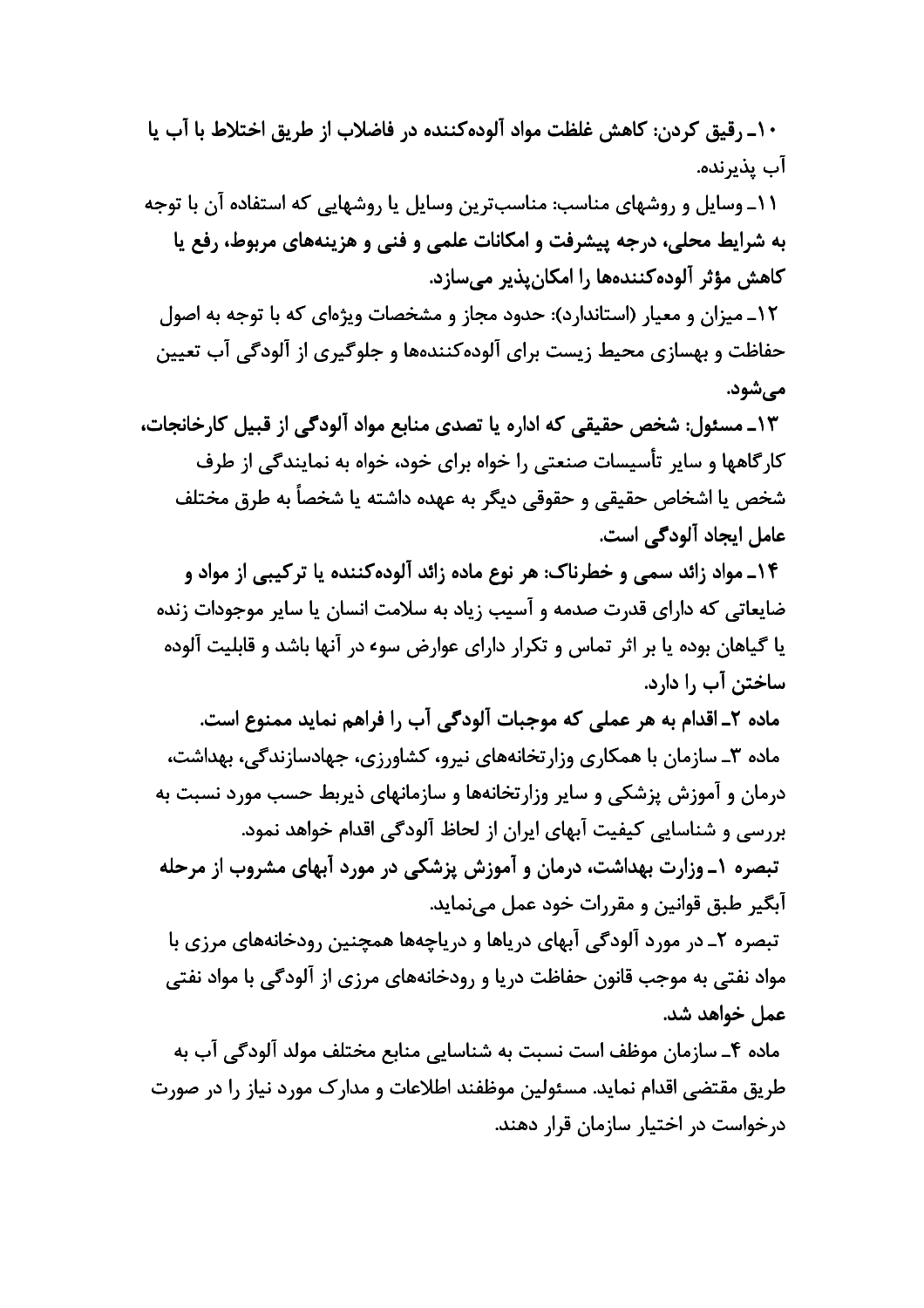۱۰ـ رقیق کردن: کاهش غلظت مواد آلوده‌کننده در فاضلاب از طریق اختلاط با آب یا آب پذیرنده.

۱۱ـ وسایل و روشهای مناسب: مناسب‌ترین وسایل یا روشهایی که استفاده آن با توجه به شرایط محلی، درجه پیشرفت و امکانات علمی و فنی و هزینه‌های مربوط، رفع یا کاهش مؤثر آلوده‌کننده‌ها را امکان‌پذیر می‌سازد.

۱۲ـ میزان و معیار (استاندارد): حدود مجاز و مشخصات ویژه‌ای که با توجه به اصول حفاظت و بهسازی محیط زیست برای آلوده‌کننده‌ها و جلوگیری از آلودگی آب تعیین می‌شود.

۱۳ـ مسئول: شخص حقیقی که اداره یا تصدی منابع مواد آلودگی از قبیل کارخانجات، کارگاهها و سایر تأسیسات صنعتی را خواه برای خود، خواه به نمایندگی از طرف شخص یا اشخاص حقیقی و حقوقی دیگر به عهده داشته یا شخصاً به طرق مختلف عامل ایجاد آلودگی است.

۱۴ـ مواد زائد سمی و خطرناک: هر نوع ماده زائد آلوده‌کننده یا ترکیبی از مواد و ضایعاتی که دارای قدرت صدمه و آسیب زیاد به سلامت انسان یا سایر موجودات زنده یا گیاهان بوده یا بر اثر تماس و تکرار دارای عوارض سوء در آنها باشد و قابلیت آلوده ساختن آب را دارد.

ماده ۲ـ اقدام به هر عملی که موجبات آلودگی آب را فراهم نماید ممنوع است.

ماده ۳ـ سازمان با همکاری وزارتخانه‌های نیرو، کشاورزی، جهادسازندگی، بهداشت، درمان و آموزش پزشکی و سایر وزارتخانه‌ها و سازمانهای ذیربط حسب مورد نسبت به بررسی و شناسایی کیفیت آبهای ایران از لحاظ آلودگی اقدام خواهد نمود.

تبصره ۱ـ وزارت بهداشت، درمان و آموزش پزشکی در مورد آبهای مشروب از مرحله آبگیر طبق قوانین و مقررات خود عمل می‌نماید.

تبصره ۲ـ در مورد آلودگی آبهای دریاها و دریاچه‌ها همچنین رودخانه‌های مرزی با مواد نفتی به موجب قانون حفاظت دریا و رودخانه‌های مرزی از آلودگی با مواد نفتی عمل خواهد شد.

ماده ۴ـ سازمان موظف است نسبت به شناسایی منابع مختلف مولد آلودگی آب به طریق مقتضی اقدام نماید. مسئولین موظفند اطلاعات و مدارک مورد نیاز را در صورت درخواست در اختیار سازمان قرار دهند.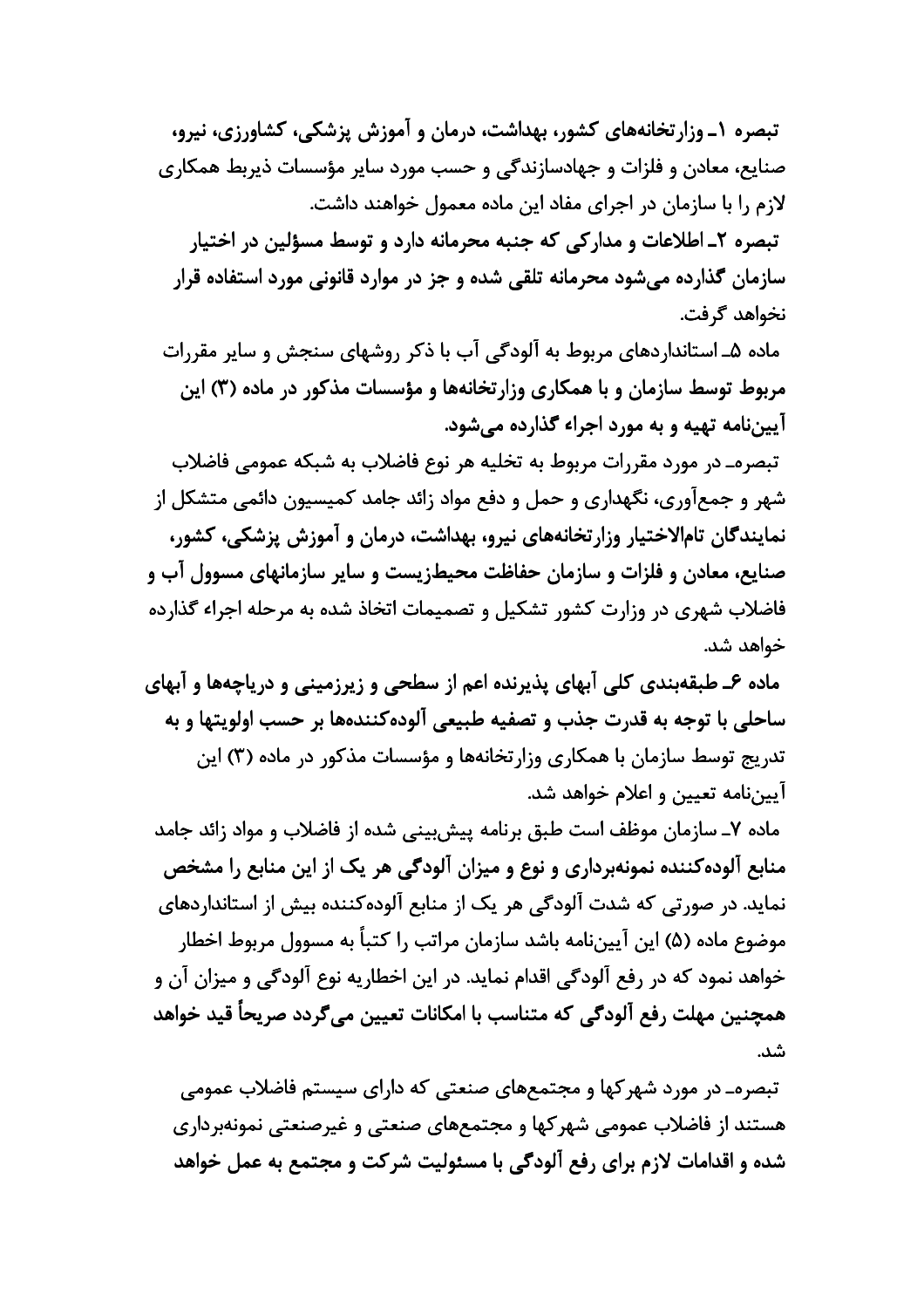تبصره ۱ـ وزارتخانه‌های کشور، بهداشت، درمان و آموزش پزشکی، کشاورزی، نیرو، صنایع، معادن و فلزات و جهادسازندگی و حسب مورد سایر مؤسسات ذیربط همکاری لازم را با سازمان در اجرای مفاد این ماده معمول خواهند داشت.

تبصره ۲ـ اطلاعات و مدارکی که جنبه محرمانه دارد و توسط مسؤلین در اختیار سازمان گذارده می‌شود محرمانه تلقی شده و جز در موارد قانونی مورد استفاده قرار نخواهد گرفت.

ماده ۵ـ استانداردهای مربوط به آلودگی آب با ذکر روشهای سنجش و سایر مقررات مربوط توسط سازمان و با همکاری وزارتخانه‌ها و مؤسسات مذکور در ماده (۳) این آیین‌نامه تهیه و به مورد اجراء گذارده می‌شود.

تبصره ـ در مورد مقررات مربوط به تخلیه هر نوع فاضلاب به شبکه عمومی فاضلاب شهر و جمع‌آوری، نگهداری و حمل و دفع مواد زائد جامد کمیسیون دائمی متشکل از نمایندگان تام‌الاختیار وزارتخانه‌های نیرو، بهداشت، درمان و آموزش پزشکی، کشور، صنایع، معادن و فلزات و سازمان حفاظت محیط‌زیست و سایر سازمانهای مسوول آب و فاضلاب شهری در وزارت کشور تشکیل و تصمیمات اتخاذ شده به مرحله اجراء گذارده خواهد شد.

ماده ۶ـ طبقه‌بندی کلی آبهای پذیرنده اعم از سطحی و زیرزمینی و دریاچه‌ها و آبهای ساحلی با توجه به قدرت جذب و تصفیه طبیعی آلوده‌کننده‌ها بر حسب اولویتها و به تدریج توسط سازمان با همکاری وزارتخانه‌ها و مؤسسات مذکور در ماده (۳) این آیین‌نامه تعیین و اعلام خواهد شد.

ماده ۷ـ سازمان موظف است طبق برنامه پیش‌بینی شده از فاضلاب و مواد زائد جامد منابع آلوده‌کننده نمونه‌برداری و نوع و میزان آلودگی هر یک از این منابع را مشخص نماید. در صورتی که شدت آلودگی هر یک از منابع آلوده‌کننده بیش از استانداردهای موضوع ماده (۵) این آیین‌نامه باشد سازمان مراتب را کتباً به مسوول مربوط اخطار خواهد نمود که در رفع آلودگی اقدام نماید. در این اخطاریه نوع آلودگی و میزان آن و همچنین مهلت رفع آلودگی که متناسب با امکانات تعیین می‌گردد صریحاً قید خواهد شد.

تبصره ـ در مورد شهرکها و مجتمع‌های صنعتی که دارای سیستم فاضلاب عمومی هستند از فاضلاب عمومی شهرکها و مجتمع‌های صنعتی و غیرصنعتی نمونه‌برداری شده و اقدامات لازم برای رفع آلودگی با مسئولیت شرکت و مجتمع به عمل خواهد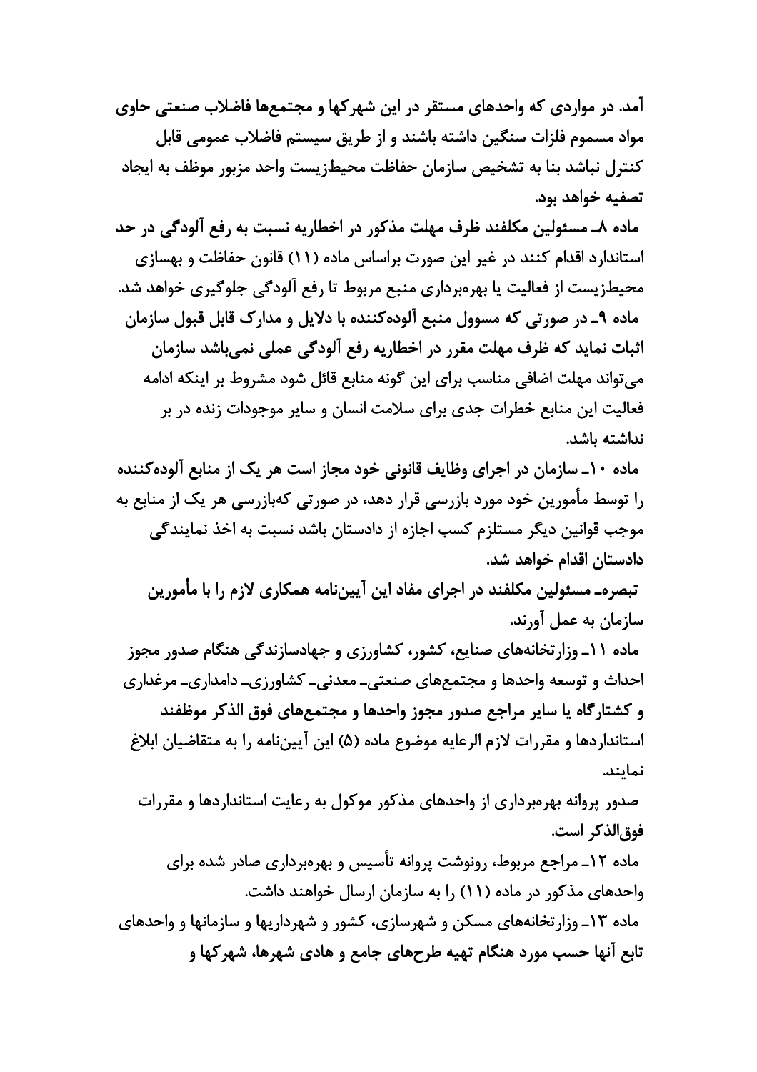آمد. در مواردی که واحدهای مستقر در این شهرکها و مجتمعها فاضلاب صنعتی حاوی مواد مسموم فلزات سنگین داشته باشند و از طریق سیستم فاضلاب عمومی قابل کنترل نباشد بنا به تشخیص سازمان حفاظت محیط‌زیست واحد مزبور موظف به ایجاد تصفیه خواهد بود.

ماده ۸ـ مسئولین مکلفند ظرف مهلت مذکور در اخطاریه نسبت به رفع آلودگی در حد استاندارد اقدام کنند در غیر این صورت براساس ماده (۱۱) قانون حفاظت و بهسازی محیط‌زیست از فعالیت یا بهره‌برداری منبع مربوط تا رفع آلودگی جلوگیری خواهد شد.

ماده ۹ـ در صورتی که مسوول منبع آلوده‌کننده با دلایل و مدارک قابل قبول سازمان اثبات نماید که ظرف مهلت مقرر در اخطاریه رفع آلودگی عملی نمی‌باشد سازمان می‌تواند مهلت اضافی مناسب برای این گونه منابع قائل شود مشروط بر اینکه ادامه فعالیت این منابع خطرات جدی برای سلامت انسان و سایر موجودات زنده در بر نداشته باشد.

ماده ۱۰ـ سازمان در اجرای وظایف قانونی خود مجاز است هر یک از منابع آلوده‌کننده را توسط مأمورین خود مورد بازرسی قرار دهد، در صورتی که‌بازرسی هر یک از منابع به موجب قوانین دیگر مستلزم کسب اجازه از دادستان باشد نسبت به اخذ نمایندگی دادستان اقدام خواهد شد.

تبصره‌ـ مسئولین مکلفند در اجرای مفاد این آیین‌نامه همکاری لازم را با مأمورین سازمان به عمل آورند.

ماده ۱۱ـ وزارتخانه‌های صنایع، کشور، کشاورزی و جهادسازندگی هنگام صدور مجوز احداث و توسعه واحدها و مجتمع‌های صنعتی‌ـ معدنی‌ـ کشاورزی‌ـ دامداری‌ـ مرغداری و کشتارگاه یا سایر مراجع صدور مجوز واحدها و مجتمع‌های فوق الذکر موظفند استانداردها و مقررات لازم الرعایه موضوع ماده (۵) این آیین‌نامه را به متقاضیان ابلاغ نمایند.

صدور پروانه بهره‌برداری از واحدهای مذکور موکول به رعایت استانداردها و مقررات فوق‌الذکر است.

ماده ۱۲ـ مراجع مربوط، رونوشت پروانه تأسیس و بهره‌برداری صادر شده برای واحدهای مذکور در ماده (۱۱) را به سازمان ارسال خواهند داشت.

ماده ۱۳ـ وزارتخانه‌های مسکن و شهرسازی، کشور و شهرداریها و سازمانها و واحدهای تابع آنها حسب مورد هنگام تهیه طرح‌های جامع و هادی شهرها، شهرکها و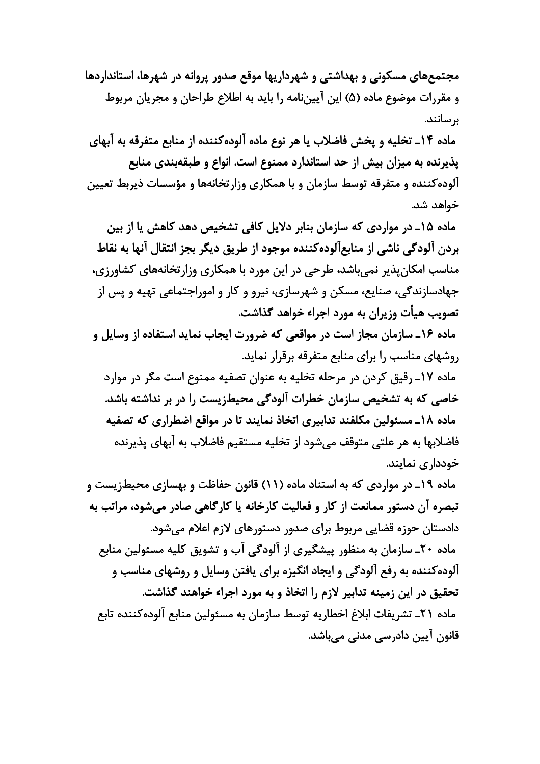مجتمع‌های مسکونی و بهداشتی و شهرداریها موقع صدور پروانه در شهرها، استانداردها و مقررات موضوع ماده (۵) این آیین‌نامه را باید به اطلاع طراحان و مجریان مربوط برسانند.

ماده ۱۴ـ تخلیه و پخش فاضلاب یا هر نوع ماده آلوده‌کننده از منابع متفرقه به آبهای پذیرنده به میزان بیش از حد استاندارد ممنوع است. انواع و طبقه‌بندی منابع آلوده‌کننده و متفرقه توسط سازمان و با همکاری وزارتخانه‌ها و مؤسسات ذیربط تعیین خواهد شد.

ماده ۱۵ـ در مواردی که سازمان بنابر دلایل کافی تشخیص دهد کاهش یا از بین بردن آلودگی ناشی از منابع‌آلوده‌کننده موجود از طریق دیگر بجز انتقال آنها به نقاط مناسب امکان‌پذیر نمی‌باشد، طرحی در این مورد با همکاری وزارتخانه‌های کشاورزی، جهادسازندگی، صنایع، مسکن و شهرسازی، نیرو و کار و اموراجتماعی تهیه و پس از تصویب هیأت وزیران به مورد اجراء خواهد گذاشت.

ماده ۱۶ـ سازمان مجاز است در مواقعی که ضرورت ایجاب نماید استفاده از وسایل و روشهای مناسب را برای منابع متفرقه برقرار نماید.

ماده ۱۷ـ رقیق کردن در مرحله تخلیه به عنوان تصفیه ممنوع است مگر در موارد خاصی که به تشخیص سازمان خطرات آلودگی محیط‌زیست را در بر نداشته باشد.

ماده ۱۸ـ مسئولین مکلفند تدابیری اتخاذ نمایند تا در مواقع اضطراری که تصفیه فاضلابها به هر علتی متوقف می‌شود از تخلیه مستقیم فاضلاب به آبهای پذیرنده خودداری نمایند.

ماده ۱۹ـ در مواردی که به استناد ماده (۱۱) قانون حفاظت و بهسازی محیط‌زیست و تبصره آن دستور ممانعت از کار و فعالیت کارخانه یا کارگاهی صادر می‌شود، مراتب به دادستان حوزه قضایی مربوط برای صدور دستورهای لازم اعلام می‌شود.

ماده ۲۰ـ سازمان به منظور پیشگیری از آلودگی آب و تشویق کلیه مسئولین منابع آلوده‌کننده به رفع آلودگی و ایجاد انگیزه برای یافتن وسایل و روشهای مناسب و تحقیق در این زمینه تدابیر لازم را اتخاذ و به مورد اجراء خواهند گذاشت.

ماده ۲۱ـ تشریفات ابلاغ اخطاریه توسط سازمان به مسئولین منابع آلوده‌کننده تابع قانون آیین دادرسی مدنی می‌باشد.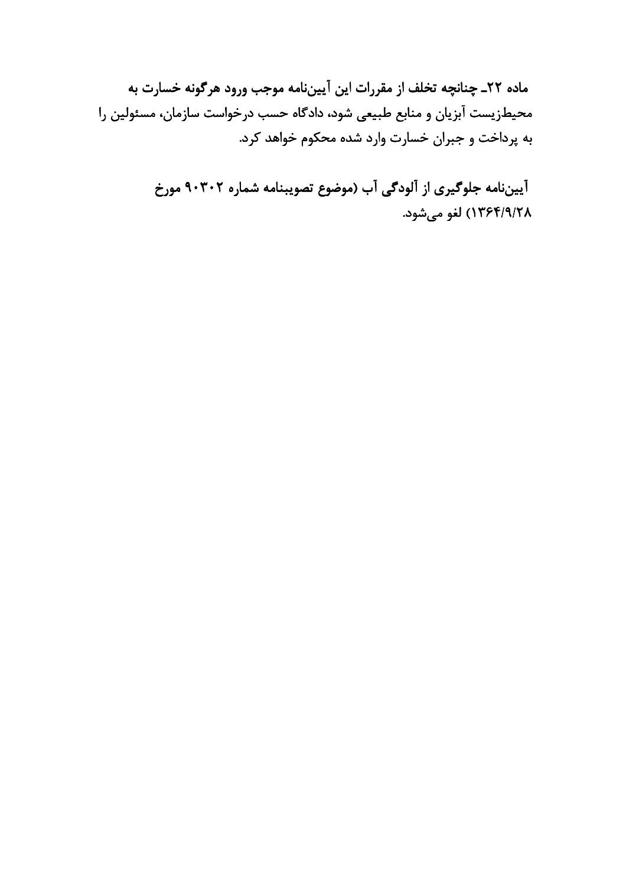**ماده ۲۲ـ چنانچه تخلف از مقررات این آیین‌نامه موجب ورود هرگونه خسارت به** محیط‌زیست آبزیان و منابع طبیعی شود، دادگاه حسب درخواست سازمان، مسئولین را به پرداخت و جبران خسارت وارد شده محکوم خواهد کرد.

**آیین‌نامه جلوگیری از آلودگی آب (موضوع تصویبنامه شماره ۹۰۳۰۲ مورخ** ۱۳۶۴/۹/۲۸) لغو می‌شود.